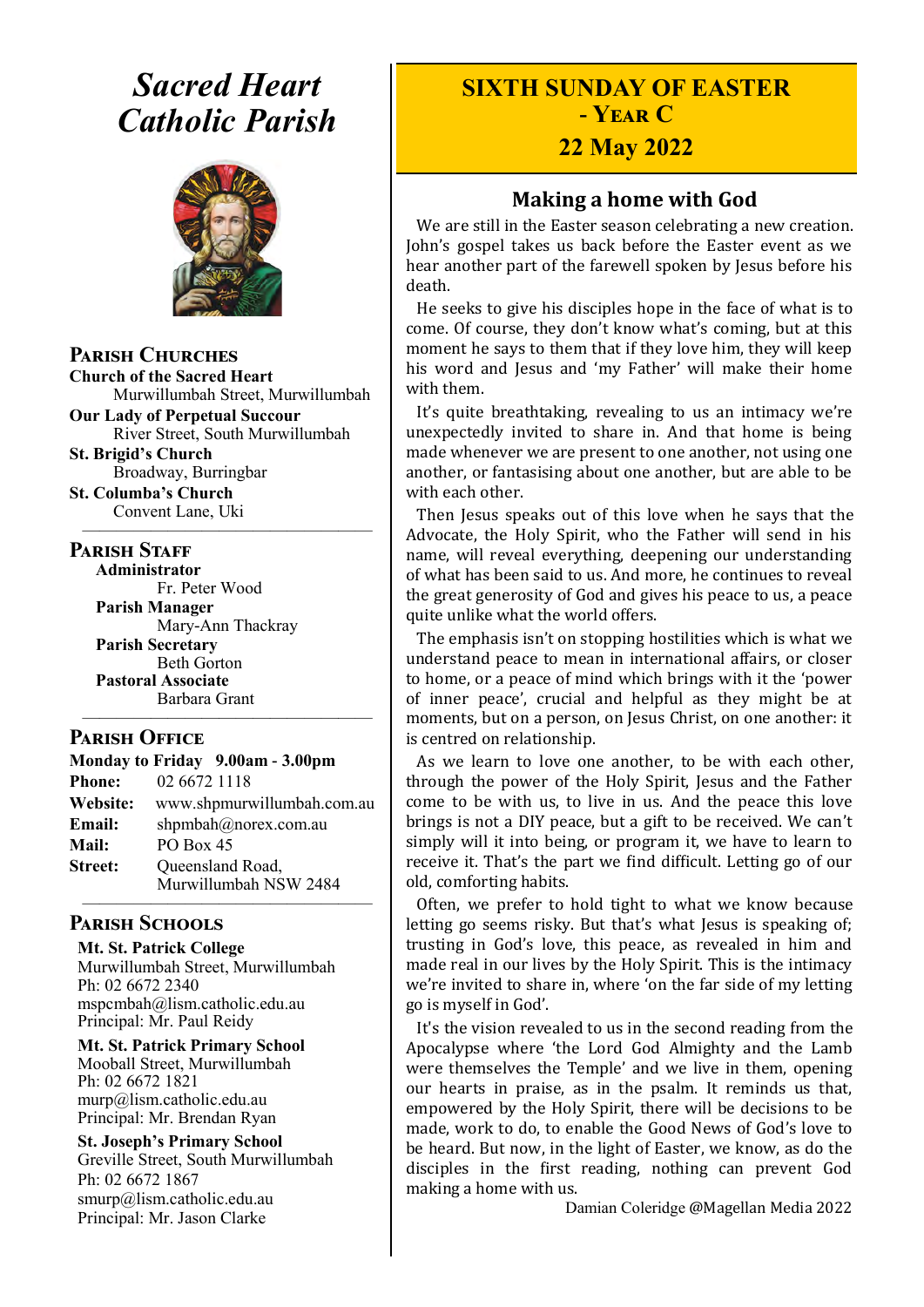# *Sacred Heart Catholic Parish*

## Parish Churches

**Church of the Sacred Heart**
Murwillumbah Street, Murwillumbah

**Our Lady of Perpetual Succour**
River Street, South Murwillumbah

**St. Brigid's Church**
Broadway, Burringbar

**St. Columba's Church**
Convent Lane, Uki

## Parish Staff

**Administrator**
Fr. Peter Wood

**Parish Manager**
Mary-Ann Thackray

**Parish Secretary**
Beth Gorton

**Pastoral Associate**
Barbara Grant

## Parish Office

**Monday to Friday 9.00am - 3.00pm**

**Phone:** 02 6672 1118
**Website:** www.shpmurwillumbah.com.au
**Email:** shpmbah@norex.com.au
**Mail:** PO Box 45
**Street:** Queensland Road, Murwillumbah NSW 2484

## Parish Schools

**Mt. St. Patrick College**
Murwillumbah Street, Murwillumbah
Ph: 02 6672 2340
mspcmbah@lism.catholic.edu.au
Principal: Mr. Paul Reidy

**Mt. St. Patrick Primary School**
Mooball Street, Murwillumbah
Ph: 02 6672 1821
murp@lism.catholic.edu.au
Principal: Mr. Brendan Ryan

**St. Joseph's Primary School**
Greville Street, South Murwillumbah
Ph: 02 6672 1867
smurp@lism.catholic.edu.au
Principal: Mr. Jason Clarke

# SIXTH SUNDAY OF EASTER - YEAR C

## 22 May 2022

### Making a home with God

We are still in the Easter season celebrating a new creation. John's gospel takes us back before the Easter event as we hear another part of the farewell spoken by Jesus before his death.

He seeks to give his disciples hope in the face of what is to come. Of course, they don't know what's coming, but at this moment he says to them that if they love him, they will keep his word and Jesus and 'my Father' will make their home with them.

It's quite breathtaking, revealing to us an intimacy we're unexpectedly invited to share in. And that home is being made whenever we are present to one another, not using one another, or fantasising about one another, but are able to be with each other.

Then Jesus speaks out of this love when he says that the Advocate, the Holy Spirit, who the Father will send in his name, will reveal everything, deepening our understanding of what has been said to us. And more, he continues to reveal the great generosity of God and gives his peace to us, a peace quite unlike what the world offers.

The emphasis isn't on stopping hostilities which is what we understand peace to mean in international affairs, or closer to home, or a peace of mind which brings with it the 'power of inner peace', crucial and helpful as they might be at moments, but on a person, on Jesus Christ, on one another: it is centred on relationship.

As we learn to love one another, to be with each other, through the power of the Holy Spirit, Jesus and the Father come to be with us, to live in us. And the peace this love brings is not a DIY peace, but a gift to be received. We can't simply will it into being, or program it, we have to learn to receive it. That's the part we find difficult. Letting go of our old, comforting habits.

Often, we prefer to hold tight to what we know because letting go seems risky. But that's what Jesus is speaking of; trusting in God's love, this peace, as revealed in him and made real in our lives by the Holy Spirit. This is the intimacy we're invited to share in, where 'on the far side of my letting go is myself in God'.

It's the vision revealed to us in the second reading from the Apocalypse where 'the Lord God Almighty and the Lamb were themselves the Temple' and we live in them, opening our hearts in praise, as in the psalm. It reminds us that, empowered by the Holy Spirit, there will be decisions to be made, work to do, to enable the Good News of God's love to be heard. But now, in the light of Easter, we know, as do the disciples in the first reading, nothing can prevent God making a home with us.

Damian Coleridge @Magellan Media 2022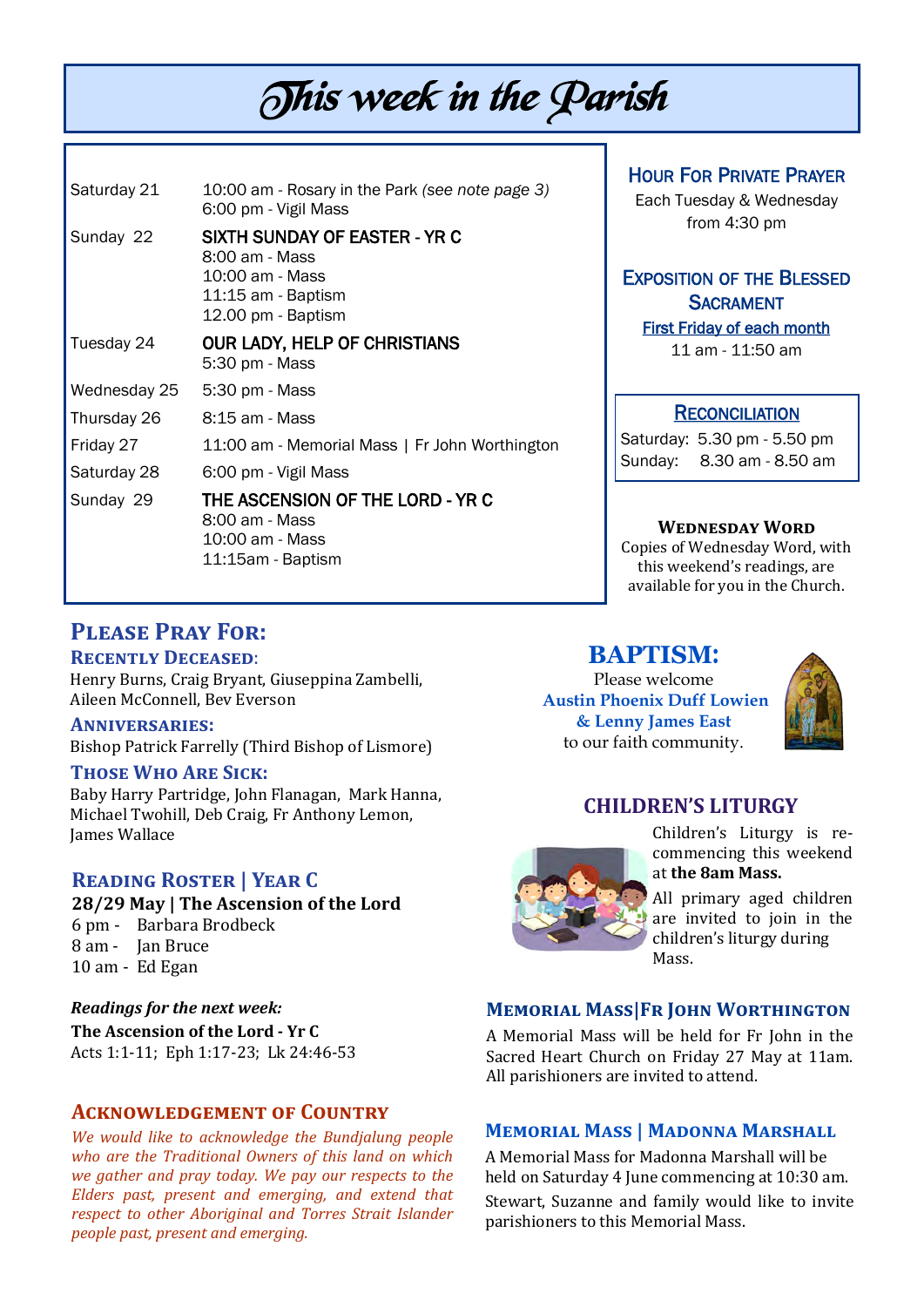# *This week in the Parish*

| | |
|---|---|
| Saturday 21 | 10:00 am - Rosary in the Park *(see note page 3)*<br>6:00 pm - Vigil Mass |
| Sunday 22 | SIXTH SUNDAY OF EASTER - YR C<br>8:00 am - Mass<br>10:00 am - Mass<br>11:15 am - Baptism<br>12.00 pm - Baptism |
| Tuesday 24 | OUR LADY, HELP OF CHRISTIANS<br>5:30 pm - Mass |
| Wednesday 25 | 5:30 pm - Mass |
| Thursday 26 | 8:15 am - Mass |
| Friday 27 | 11:00 am - Memorial Mass \| Fr John Worthington |
| Saturday 28 | 6:00 pm - Vigil Mass |
| Sunday 29 | THE ASCENSION OF THE LORD - YR C<br>8:00 am - Mass<br>10:00 am - Mass<br>11:15am - Baptism |

## Hour For Private Prayer

Each Tuesday & Wednesday from 4:30 pm

## Exposition of the Blessed Sacrament

First Friday of each month

11 am - 11:50 am

## Reconciliation

Saturday: 5.30 pm - 5.50 pm
Sunday: 8.30 am - 8.50 am

## Wednesday Word

Copies of Wednesday Word, with this weekend's readings, are available for you in the Church.

## Please Pray For:

### Recently Deceased:

Henry Burns, Craig Bryant, Giuseppina Zambelli, Aileen McConnell, Bev Everson

### Anniversaries:

Bishop Patrick Farrelly (Third Bishop of Lismore)

### Those Who Are Sick:

Baby Harry Partridge, John Flanagan, Mark Hanna, Michael Twohill, Deb Craig, Fr Anthony Lemon, James Wallace

## Reading Roster | Year C

**28/29 May | The Ascension of the Lord**

6 pm - Barbara Brodbeck
8 am - Jan Bruce
10 am - Ed Egan

***Readings for the next week:***

**The Ascension of the Lord - Yr C**

Acts 1:1-11; Eph 1:17-23; Lk 24:46-53

## Acknowledgement of Country

*We would like to acknowledge the Bundjalung people who are the Traditional Owners of this land on which we gather and pray today. We pay our respects to the Elders past, present and emerging, and extend that respect to other Aboriginal and Torres Strait Islander people past, present and emerging.*

## BAPTISM:

Please welcome
**Austin Phoenix Duff Lowien & Lenny James East**
to our faith community.

## CHILDREN'S LITURGY

Children's Liturgy is re-commencing this weekend at **the 8am Mass.**

All primary aged children are invited to join in the children's liturgy during Mass.

## Memorial Mass|Fr John Worthington

A Memorial Mass will be held for Fr John in the Sacred Heart Church on Friday 27 May at 11am. All parishioners are invited to attend.

## Memorial Mass | Madonna Marshall

A Memorial Mass for Madonna Marshall will be held on Saturday 4 June commencing at 10:30 am.

Stewart, Suzanne and family would like to invite parishioners to this Memorial Mass.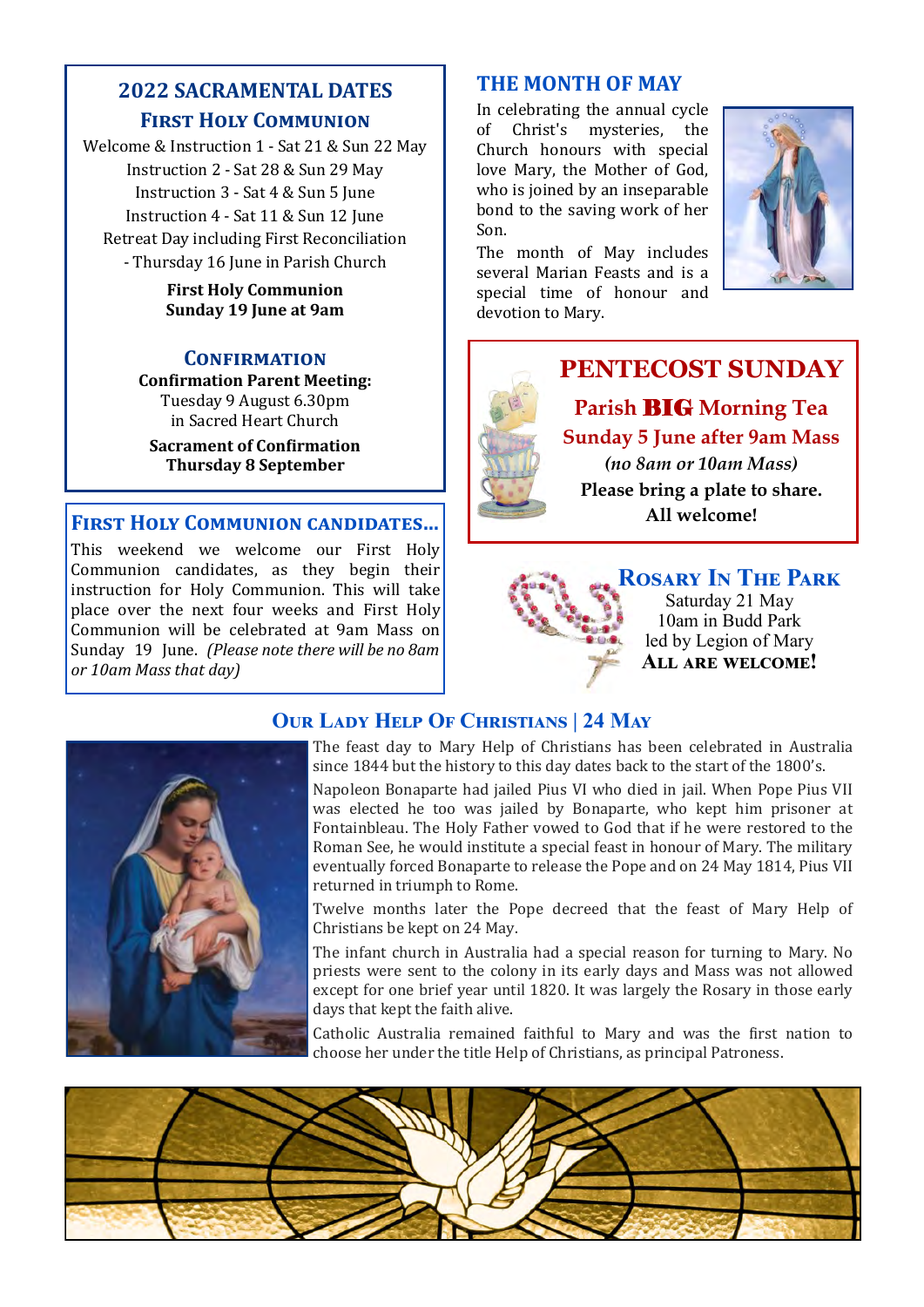## 2022 SACRAMENTAL DATES

### First Holy Communion

Welcome & Instruction 1 - Sat 21 & Sun 22 May
Instruction 2 - Sat 28 & Sun 29 May
Instruction 3 - Sat 4 & Sun 5 June
Instruction 4 - Sat 11 & Sun 12 June
Retreat Day including First Reconciliation
- Thursday 16 June in Parish Church

**First Holy Communion**
**Sunday 19 June at 9am**

### Confirmation

**Confirmation Parent Meeting:**
Tuesday 9 August 6.30pm
in Sacred Heart Church

**Sacrament of Confirmation**
**Thursday 8 September**

### First Holy Communion candidates...

This weekend we welcome our First Holy Communion candidates, as they begin their instruction for Holy Communion. This will take place over the next four weeks and First Holy Communion will be celebrated at 9am Mass on Sunday 19 June. *(Please note there will be no 8am or 10am Mass that day)*

## THE MONTH OF MAY

In celebrating the annual cycle of Christ's mysteries, the Church honours with special love Mary, the Mother of God, who is joined by an inseparable bond to the saving work of her Son.

The month of May includes several Marian Feasts and is a special time of honour and devotion to Mary.

## PENTECOST SUNDAY

**Parish BIG Morning Tea**
**Sunday 5 June after 9am Mass**
***(no 8am or 10am Mass)***
**Please bring a plate to share.**
**All welcome!**

## Rosary In The Park

Saturday 21 May
10am in Budd Park
led by Legion of Mary
**All are welcome!**

## Our Lady Help Of Christians | 24 May

The feast day to Mary Help of Christians has been celebrated in Australia since 1844 but the history to this day dates back to the start of the 1800's.

Napoleon Bonaparte had jailed Pius VI who died in jail. When Pope Pius VII was elected he too was jailed by Bonaparte, who kept him prisoner at Fontainbleau. The Holy Father vowed to God that if he were restored to the Roman See, he would institute a special feast in honour of Mary. The military eventually forced Bonaparte to release the Pope and on 24 May 1814, Pius VII returned in triumph to Rome.

Twelve months later the Pope decreed that the feast of Mary Help of Christians be kept on 24 May.

The infant church in Australia had a special reason for turning to Mary. No priests were sent to the colony in its early days and Mass was not allowed except for one brief year until 1820. It was largely the Rosary in those early days that kept the faith alive.

Catholic Australia remained faithful to Mary and was the first nation to choose her under the title Help of Christians, as principal Patroness.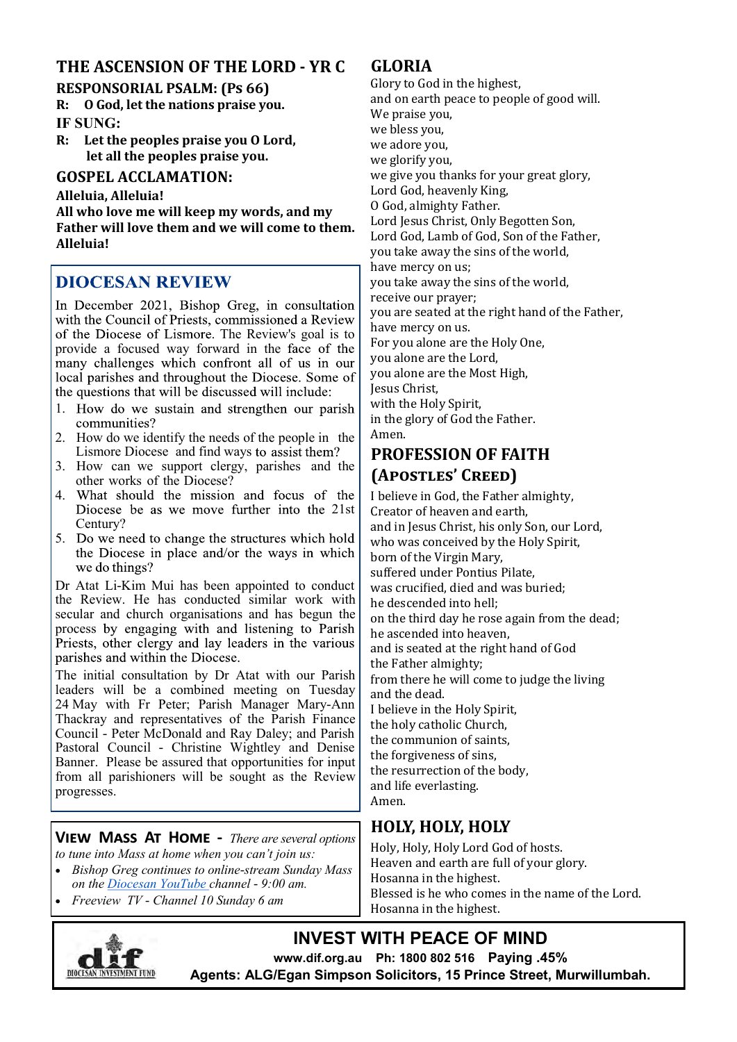## THE ASCENSION OF THE LORD - YR C

**RESPONSORIAL PSALM: (Ps 66)**

**R: O God, let the nations praise you.**

**IF SUNG:**

**R: Let the peoples praise you O Lord, let all the peoples praise you.**

## GOSPEL ACCLAMATION:

**Alleluia, Alleluia!**
**All who love me will keep my words, and my Father will love them and we will come to them.**
**Alleluia!**

## DIOCESAN REVIEW

In December 2021, Bishop Greg, in consultation with the Council of Priests, commissioned a Review of the Diocese of Lismore. The Review's goal is to provide a focused way forward in the face of the many challenges which confront all of us in our local parishes and throughout the Diocese. Some of the questions that will be discussed will include:

1. How do we sustain and strengthen our parish communities?
2. How do we identify the needs of the people in the Lismore Diocese and find ways to assist them?
3. How can we support clergy, parishes and the other works of the Diocese?
4. What should the mission and focus of the Diocese be as we move further into the 21st Century?
5. Do we need to change the structures which hold the Diocese in place and/or the ways in which we do things?

Dr Atat Li-Kim Mui has been appointed to conduct the Review. He has conducted similar work with secular and church organisations and has begun the process by engaging with and listening to Parish Priests, other clergy and lay leaders in the various parishes and within the Diocese.

The initial consultation by Dr Atat with our Parish leaders will be a combined meeting on Tuesday 24 May with Fr Peter; Parish Manager Mary-Ann Thackray and representatives of the Parish Finance Council - Peter McDonald and Ray Daley; and Parish Pastoral Council - Christine Wightley and Denise Banner. Please be assured that opportunities for input from all parishioners will be sought as the Review progresses.

**VIEW MASS AT HOME -** *There are several options to tune into Mass at home when you can't join us:*

- *Bishop Greg continues to online-stream Sunday Mass on the Diocesan YouTube channel - 9:00 am.*
- *Freeview TV - Channel 10 Sunday 6 am*

## GLORIA

Glory to God in the highest,
and on earth peace to people of good will.
We praise you,
we bless you,
we adore you,
we glorify you,
we give you thanks for your great glory,
Lord God, heavenly King,
O God, almighty Father.
Lord Jesus Christ, Only Begotten Son,
Lord God, Lamb of God, Son of the Father,
you take away the sins of the world,
have mercy on us;
you take away the sins of the world,
receive our prayer;
you are seated at the right hand of the Father,
have mercy on us.
For you alone are the Holy One,
you alone are the Lord,
you alone are the Most High,
Jesus Christ,
with the Holy Spirit,
in the glory of God the Father.
Amen.

## PROFESSION OF FAITH (APOSTLES' CREED)

I believe in God, the Father almighty,
Creator of heaven and earth,
and in Jesus Christ, his only Son, our Lord,
who was conceived by the Holy Spirit,
born of the Virgin Mary,
suffered under Pontius Pilate,
was crucified, died and was buried;
he descended into hell;
on the third day he rose again from the dead;
he ascended into heaven,
and is seated at the right hand of God
the Father almighty;
from there he will come to judge the living
and the dead.
I believe in the Holy Spirit,
the holy catholic Church,
the communion of saints,
the forgiveness of sins,
the resurrection of the body,
and life everlasting.
Amen.

## HOLY, HOLY, HOLY

Holy, Holy, Holy Lord God of hosts.
Heaven and earth are full of your glory.
Hosanna in the highest.
Blessed is he who comes in the name of the Lord.
Hosanna in the highest.

DIOCESAN INVESTMENT FUND

**INVEST WITH PEACE OF MIND**

**www.dif.org.au Ph: 1800 802 516 Paying .45%**

**Agents: ALG/Egan Simpson Solicitors, 15 Prince Street, Murwillumbah.**